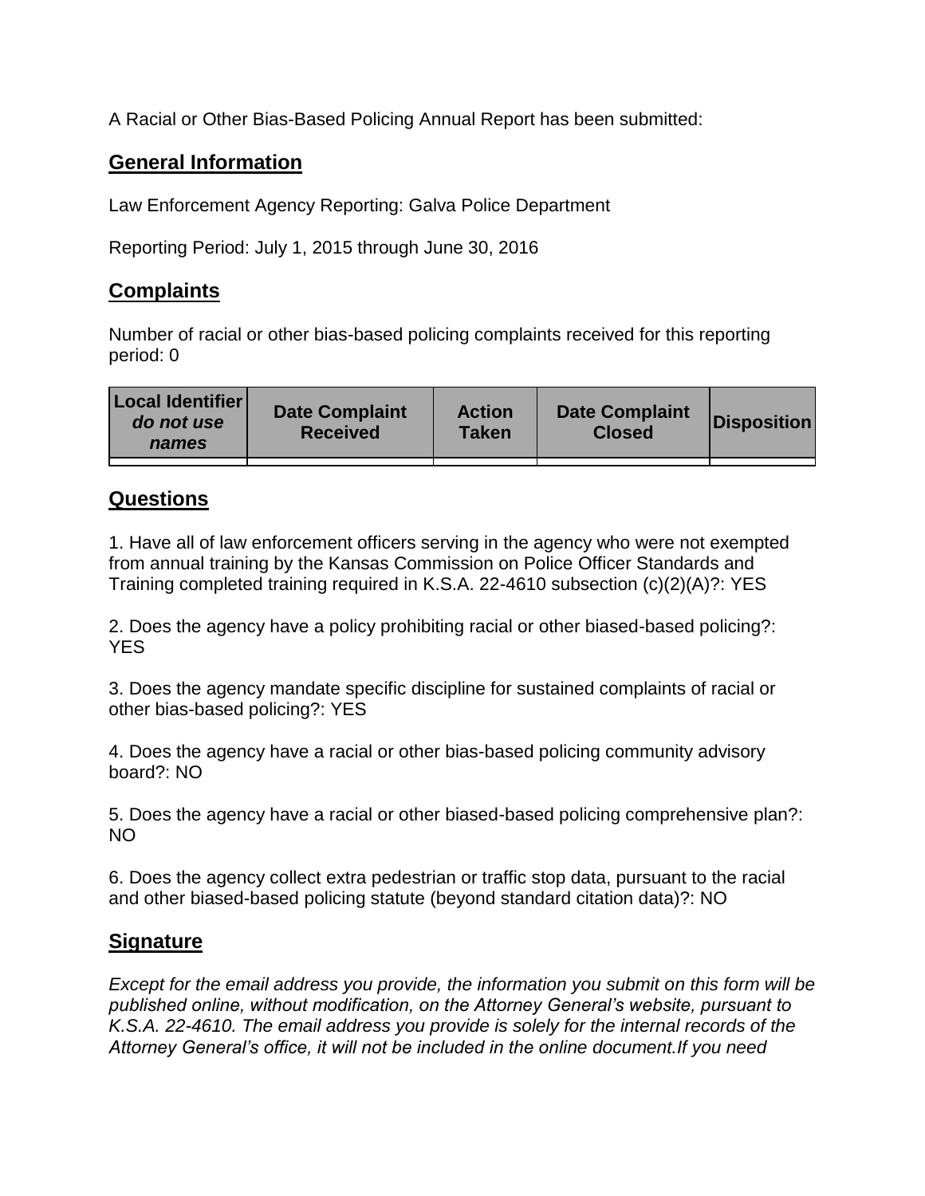A Racial or Other Bias-Based Policing Annual Report has been submitted:

## General Information

Law Enforcement Agency Reporting: Galva Police Department

Reporting Period: July 1, 2015 through June 30, 2016

## Complaints

Number of racial or other bias-based policing complaints received for this reporting period: 0

| Local Identifier *do not use names* | Date Complaint Received | Action Taken | Date Complaint Closed | Disposition |
|---|---|---|---|---|
| | | | | |

## Questions

1. Have all of law enforcement officers serving in the agency who were not exempted from annual training by the Kansas Commission on Police Officer Standards and Training completed training required in K.S.A. 22-4610 subsection (c)(2)(A)?: YES

2. Does the agency have a policy prohibiting racial or other biased-based policing?: YES

3. Does the agency mandate specific discipline for sustained complaints of racial or other bias-based policing?: YES

4. Does the agency have a racial or other bias-based policing community advisory board?: NO

5. Does the agency have a racial or other biased-based policing comprehensive plan?: NO

6. Does the agency collect extra pedestrian or traffic stop data, pursuant to the racial and other biased-based policing statute (beyond standard citation data)?: NO

## Signature

*Except for the email address you provide, the information you submit on this form will be published online, without modification, on the Attorney General's website, pursuant to K.S.A. 22-4610. The email address you provide is solely for the internal records of the Attorney General's office, it will not be included in the online document.If you need*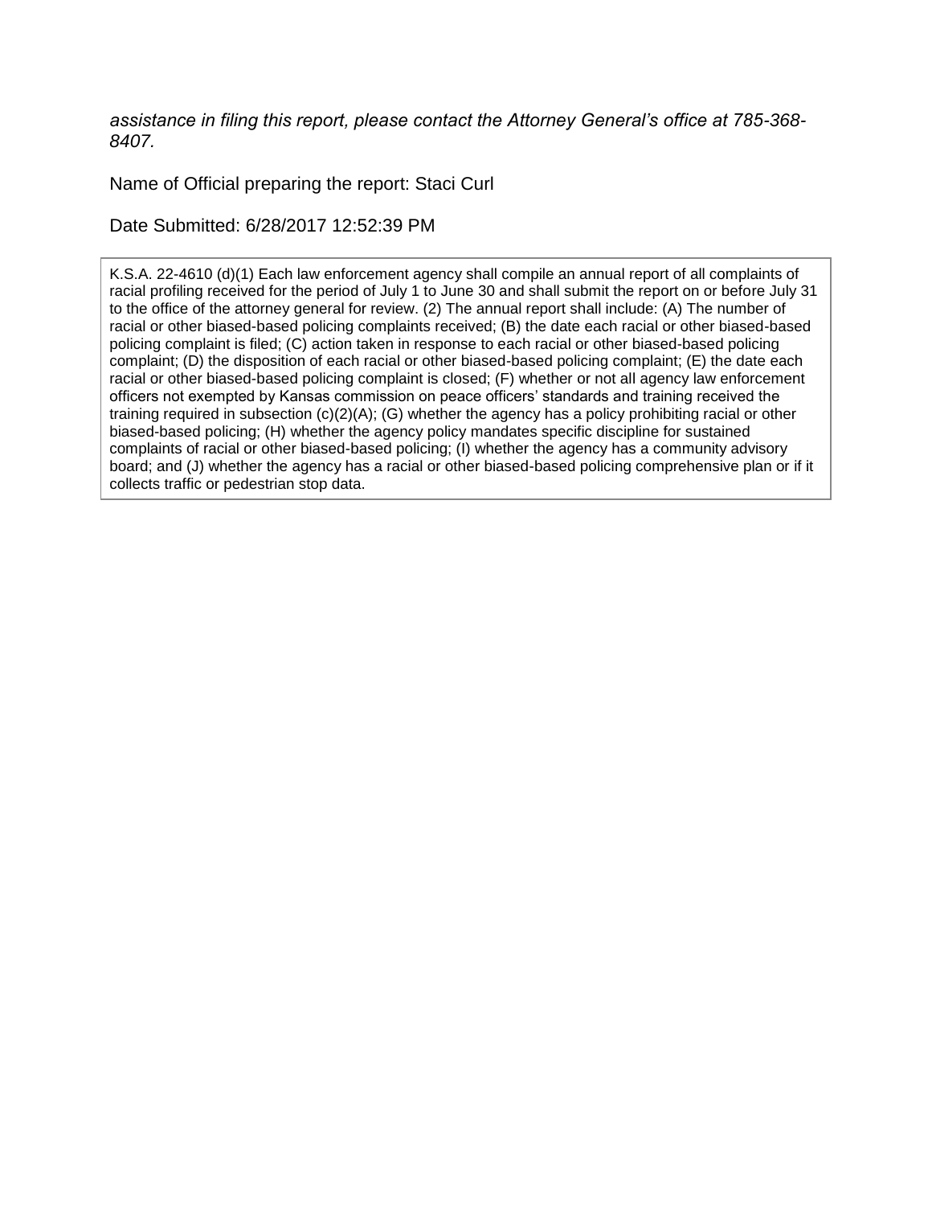*assistance in filing this report, please contact the Attorney General's office at 785-368-8407.*

Name of Official preparing the report: Staci Curl

Date Submitted: 6/28/2017 12:52:39 PM

K.S.A. 22-4610 (d)(1) Each law enforcement agency shall compile an annual report of all complaints of racial profiling received for the period of July 1 to June 30 and shall submit the report on or before July 31 to the office of the attorney general for review. (2) The annual report shall include: (A) The number of racial or other biased-based policing complaints received; (B) the date each racial or other biased-based policing complaint is filed; (C) action taken in response to each racial or other biased-based policing complaint; (D) the disposition of each racial or other biased-based policing complaint; (E) the date each racial or other biased-based policing complaint is closed; (F) whether or not all agency law enforcement officers not exempted by Kansas commission on peace officers' standards and training received the training required in subsection (c)(2)(A); (G) whether the agency has a policy prohibiting racial or other biased-based policing; (H) whether the agency policy mandates specific discipline for sustained complaints of racial or other biased-based policing; (I) whether the agency has a community advisory board; and (J) whether the agency has a racial or other biased-based policing comprehensive plan or if it collects traffic or pedestrian stop data.